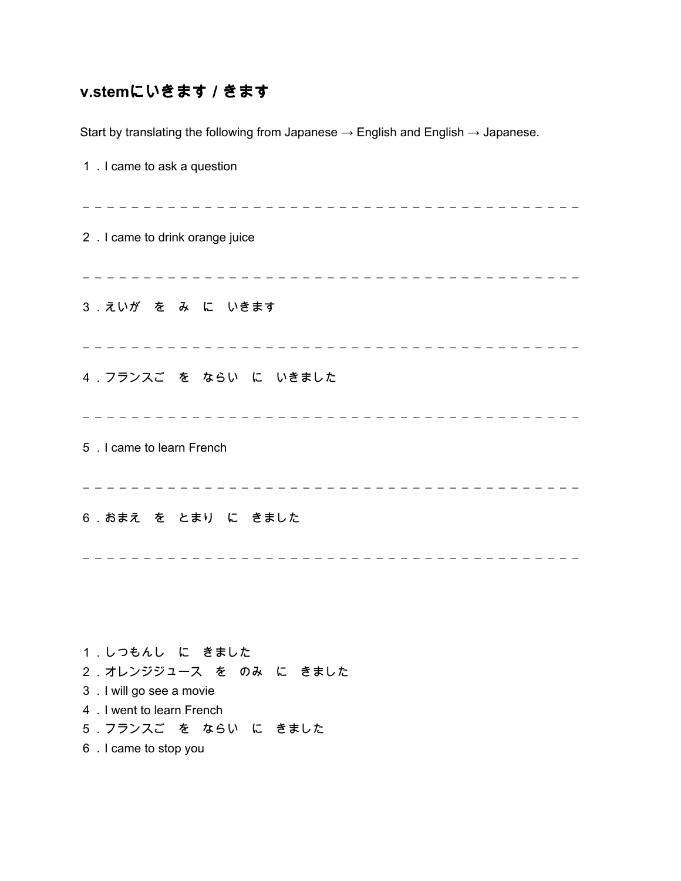## v.stemにいきます / きます

Start by translating the following from Japanese → English and English → Japanese.

１．I came to ask a question

－－－－－－－－－－－－－－－－－－－－－－－－－－－－－－－－－－－－－－－

２．I came to drink orange juice

－－－－－－－－－－－－－－－－－－－－－－－－－－－－－－－－－－－－－－－

３．えいが　を　み　に　いきます

－－－－－－－－－－－－－－－－－－－－－－－－－－－－－－－－－－－－－－－

４．フランスご　を　ならい　に　いきました

－－－－－－－－－－－－－－－－－－－－－－－－－－－－－－－－－－－－－－－

５．I came to learn French

－－－－－－－－－－－－－－－－－－－－－－－－－－－－－－－－－－－－－－－

６．おまえ　を　とまり　に　きました

－－－－－－－－－－－－－－－－－－－－－－－－－－－－－－－－－－－－－－－

１．しつもんし　に　きました
２．オレンジジュース　を　のみ　に　きました
３．I will go see a movie
４．I went to learn French
５．フランスご　を　ならい　に　きました
６．I came to stop you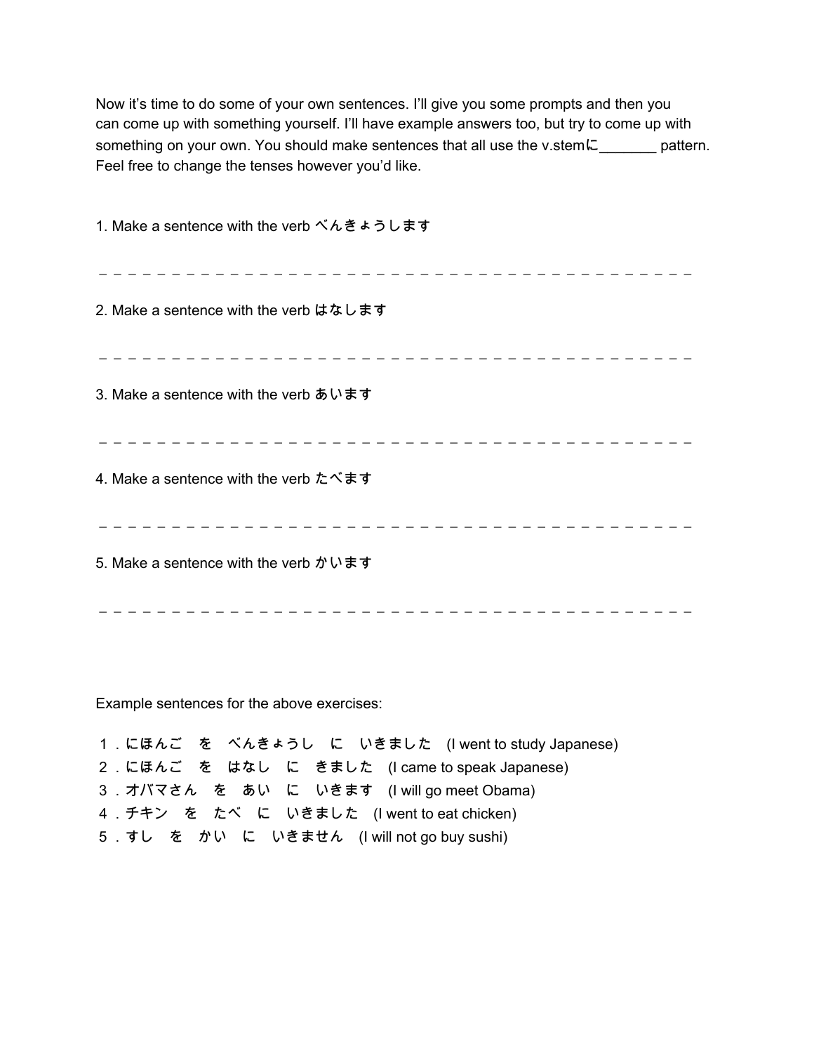Now it's time to do some of your own sentences. I'll give you some prompts and then you can come up with something yourself. I'll have example answers too, but try to come up with something on your own. You should make sentences that all use the v.stemに_______ pattern. Feel free to change the tenses however you'd like.

1. Make a sentence with the verb べんきょうします

－－－－－－－－－－－－－－－－－－－－－－－－－－－－－－－－－－－－－－－－

2. Make a sentence with the verb はなします

－－－－－－－－－－－－－－－－－－－－－－－－－－－－－－－－－－－－－－－－

3. Make a sentence with the verb あいます

－－－－－－－－－－－－－－－－－－－－－－－－－－－－－－－－－－－－－－－－

4. Make a sentence with the verb たべます

－－－－－－－－－－－－－－－－－－－－－－－－－－－－－－－－－－－－－－－－

5. Make a sentence with the verb かいます

－－－－－－－－－－－－－－－－－－－－－－－－－－－－－－－－－－－－－－－－

Example sentences for the above exercises:

１．にほんご　を　べんきょうし　に　いきました　(I went to study Japanese)
２．にほんご　を　はなし　に　きました　(I came to speak Japanese)
３．オバマさん　を　あい　に　いきます　(I will go meet Obama)
４．チキン　を　たべ　に　いきました　(I went to eat chicken)
５．すし　を　かい　に　いきません　(I will not go buy sushi)